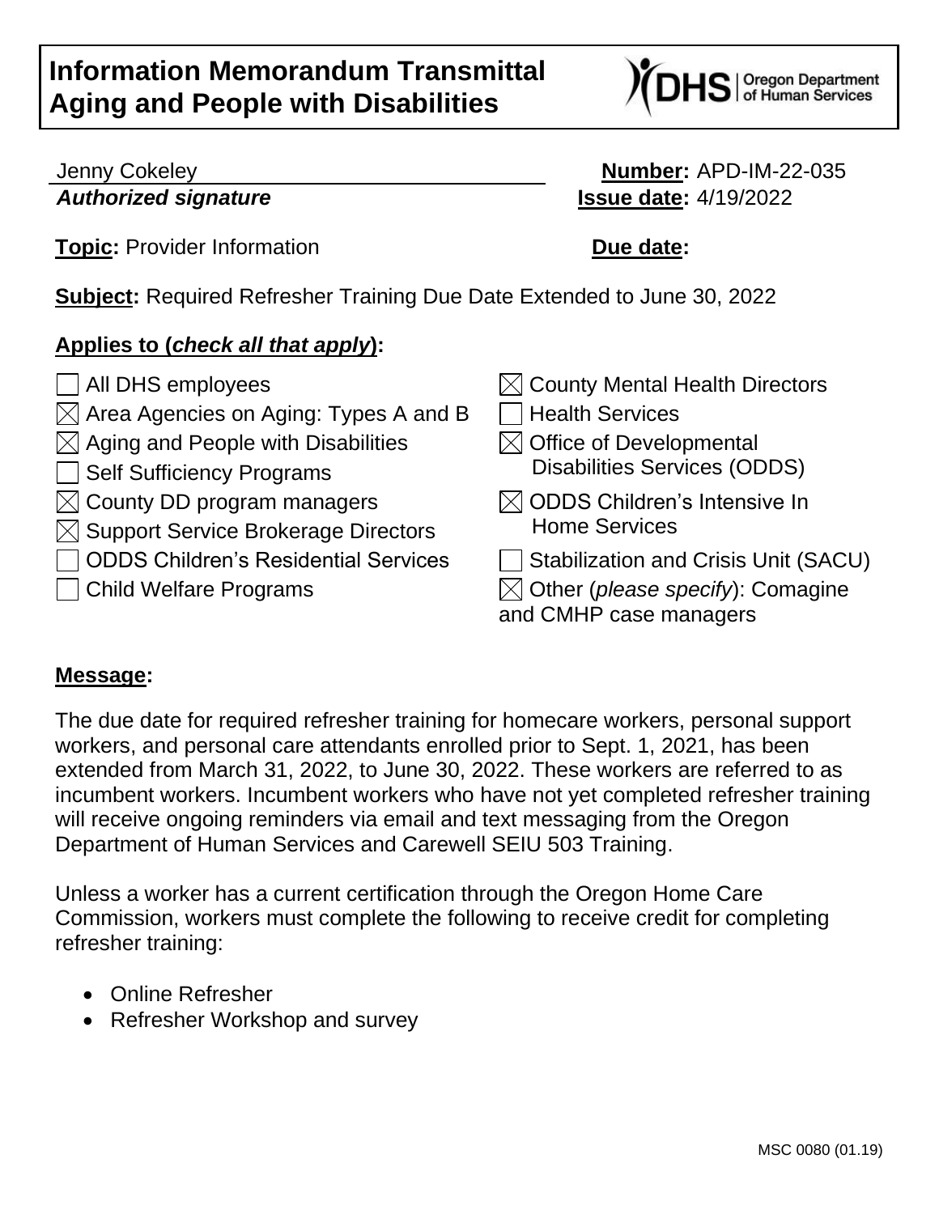# Information Memorandum Transmittal
# Aging and People with Disabilities

Jenny Cokeley
***Authorized signature***

**Number:** APD-IM-22-035
**Issue date:** 4/19/2022

**Topic:** Provider Information

**Due date:**

**Subject:** Required Refresher Training Due Date Extended to June 30, 2022

**Applies to (*check all that apply*):**

- ☐ All DHS employees
- ☒ Area Agencies on Aging: Types A and B
- ☒ Aging and People with Disabilities
- ☐ Self Sufficiency Programs
- ☒ County DD program managers
- ☒ Support Service Brokerage Directors
- ☐ ODDS Children's Residential Services
- ☐ Child Welfare Programs
- ☒ County Mental Health Directors
- ☐ Health Services
- ☒ Office of Developmental Disabilities Services (ODDS)
- ☒ ODDS Children's Intensive In Home Services
- ☐ Stabilization and Crisis Unit (SACU)
- ☒ Other (*please specify*): Comagine and CMHP case managers

**Message:**

The due date for required refresher training for homecare workers, personal support workers, and personal care attendants enrolled prior to Sept. 1, 2021, has been extended from March 31, 2022, to June 30, 2022. These workers are referred to as incumbent workers. Incumbent workers who have not yet completed refresher training will receive ongoing reminders via email and text messaging from the Oregon Department of Human Services and Carewell SEIU 503 Training.

Unless a worker has a current certification through the Oregon Home Care Commission, workers must complete the following to receive credit for completing refresher training:

- Online Refresher
- Refresher Workshop and survey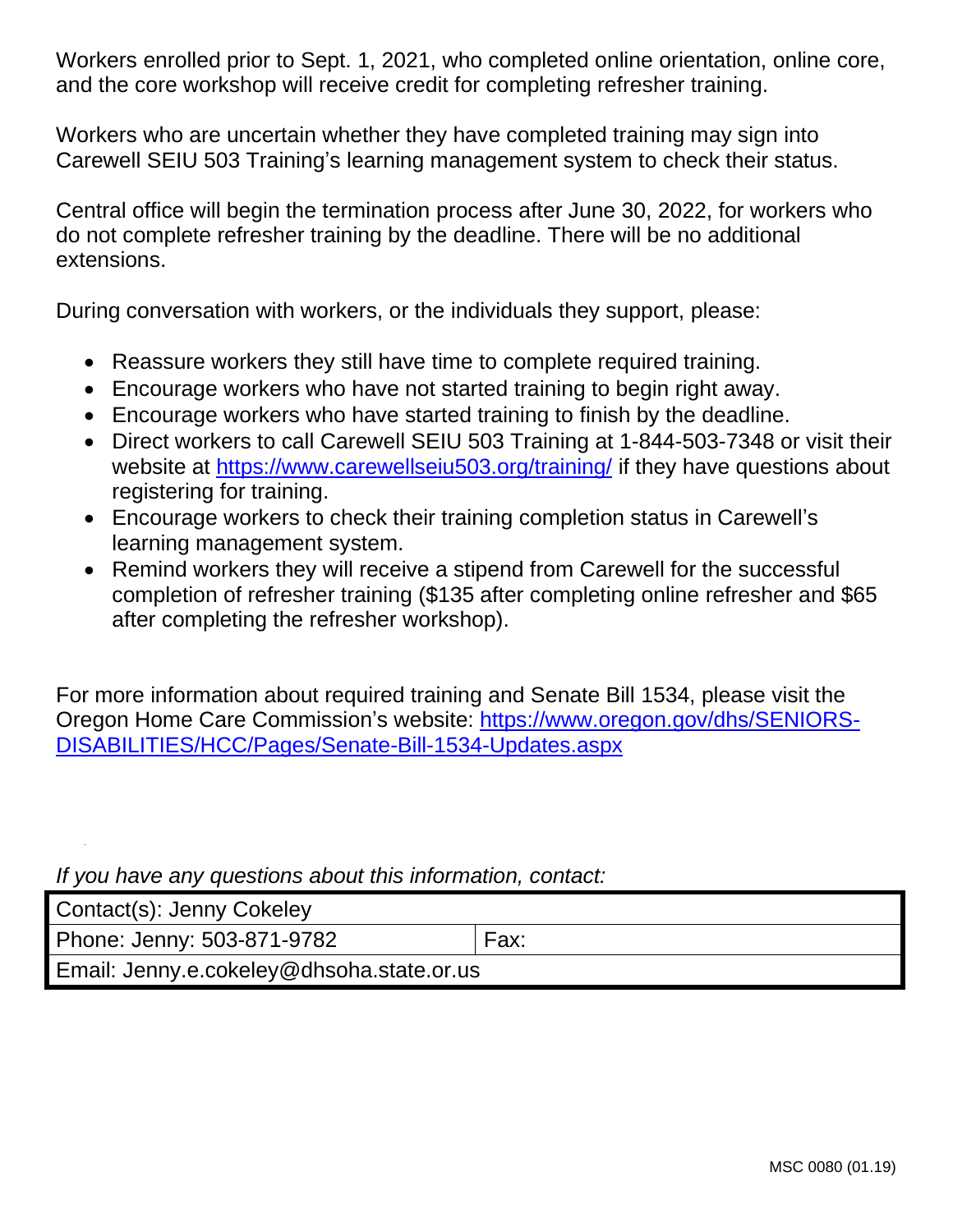Workers enrolled prior to Sept. 1, 2021, who completed online orientation, online core, and the core workshop will receive credit for completing refresher training.

Workers who are uncertain whether they have completed training may sign into Carewell SEIU 503 Training's learning management system to check their status.

Central office will begin the termination process after June 30, 2022, for workers who do not complete refresher training by the deadline. There will be no additional extensions.

During conversation with workers, or the individuals they support, please:

- Reassure workers they still have time to complete required training.
- Encourage workers who have not started training to begin right away.
- Encourage workers who have started training to finish by the deadline.
- Direct workers to call Carewell SEIU 503 Training at 1-844-503-7348 or visit their website at https://www.carewellseiu503.org/training/ if they have questions about registering for training.
- Encourage workers to check their training completion status in Carewell's learning management system.
- Remind workers they will receive a stipend from Carewell for the successful completion of refresher training ($135 after completing online refresher and $65 after completing the refresher workshop).

For more information about required training and Senate Bill 1534, please visit the Oregon Home Care Commission's website: https://www.oregon.gov/dhs/SENIORS-DISABILITIES/HCC/Pages/Senate-Bill-1534-Updates.aspx

*If you have any questions about this information, contact:*

| | |
|---|---|
| Contact(s): Jenny Cokeley | |
| Phone: Jenny: 503-871-9782 | Fax: |
| Email: Jenny.e.cokeley@dhsoha.state.or.us | |

MSC 0080 (01.19)